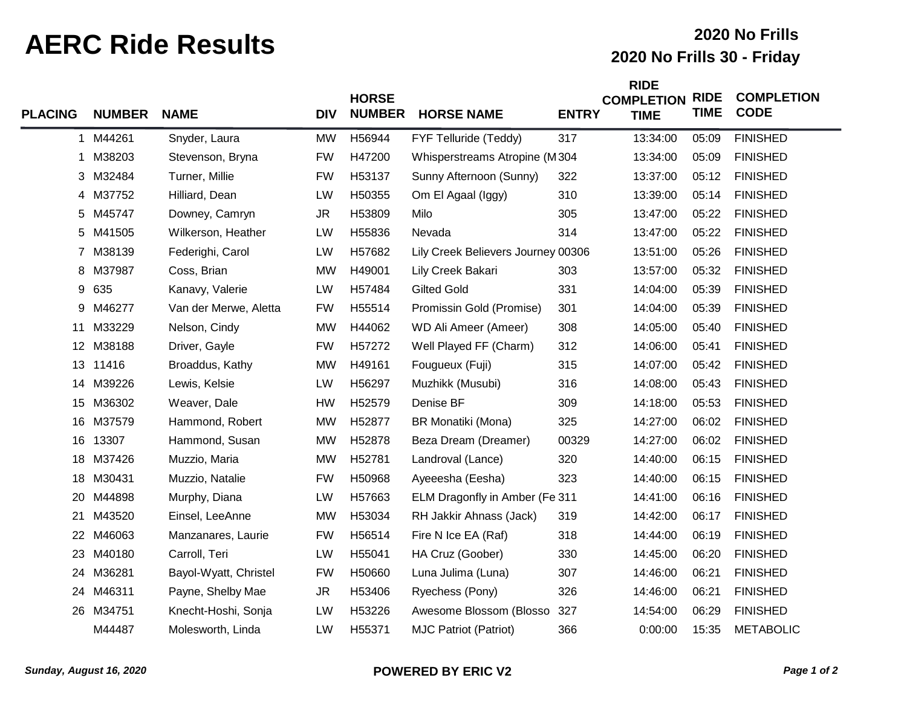# AERC Ride Results

## 2020 No Frills

## 2020 No Frills 30 - Friday

| PLACING | NUMBER | NAME | DIV | HORSE NUMBER | HORSE NAME | ENTRY | RIDE COMPLETION TIME | RIDE TIME | COMPLETION CODE |
|---|---|---|---|---|---|---|---|---|---|
| 1 | M44261 | Snyder, Laura | MW | H56944 | FYF Telluride (Teddy) | 317 | 13:34:00 | 05:09 | FINISHED |
| 1 | M38203 | Stevenson, Bryna | FW | H47200 | Whisperstreams Atropine (M | 304 | 13:34:00 | 05:09 | FINISHED |
| 3 | M32484 | Turner, Millie | FW | H53137 | Sunny Afternoon (Sunny) | 322 | 13:37:00 | 05:12 | FINISHED |
| 4 | M37752 | Hilliard, Dean | LW | H50355 | Om El Agaal (Iggy) | 310 | 13:39:00 | 05:14 | FINISHED |
| 5 | M45747 | Downey, Camryn | JR | H53809 | Milo | 305 | 13:47:00 | 05:22 | FINISHED |
| 5 | M41505 | Wilkerson, Heather | LW | H55836 | Nevada | 314 | 13:47:00 | 05:22 | FINISHED |
| 7 | M38139 | Federighi, Carol | LW | H57682 | Lily Creek Believers Journey | 00306 | 13:51:00 | 05:26 | FINISHED |
| 8 | M37987 | Coss, Brian | MW | H49001 | Lily Creek Bakari | 303 | 13:57:00 | 05:32 | FINISHED |
| 9 | 635 | Kanavy, Valerie | LW | H57484 | Gilted Gold | 331 | 14:04:00 | 05:39 | FINISHED |
| 9 | M46277 | Van der Merwe, Aletta | FW | H55514 | Promissin Gold (Promise) | 301 | 14:04:00 | 05:39 | FINISHED |
| 11 | M33229 | Nelson, Cindy | MW | H44062 | WD Ali Ameer (Ameer) | 308 | 14:05:00 | 05:40 | FINISHED |
| 12 | M38188 | Driver, Gayle | FW | H57272 | Well Played FF (Charm) | 312 | 14:06:00 | 05:41 | FINISHED |
| 13 | 11416 | Broaddus, Kathy | MW | H49161 | Fougueux (Fuji) | 315 | 14:07:00 | 05:42 | FINISHED |
| 14 | M39226 | Lewis, Kelsie | LW | H56297 | Muzhikk (Musubi) | 316 | 14:08:00 | 05:43 | FINISHED |
| 15 | M36302 | Weaver, Dale | HW | H52579 | Denise BF | 309 | 14:18:00 | 05:53 | FINISHED |
| 16 | M37579 | Hammond, Robert | MW | H52877 | BR Monatiki (Mona) | 325 | 14:27:00 | 06:02 | FINISHED |
| 16 | 13307 | Hammond, Susan | MW | H52878 | Beza Dream (Dreamer) | 00329 | 14:27:00 | 06:02 | FINISHED |
| 18 | M37426 | Muzzio, Maria | MW | H52781 | Landroval (Lance) | 320 | 14:40:00 | 06:15 | FINISHED |
| 18 | M30431 | Muzzio, Natalie | FW | H50968 | Ayeeesha (Eesha) | 323 | 14:40:00 | 06:15 | FINISHED |
| 20 | M44898 | Murphy, Diana | LW | H57663 | ELM Dragonfly in Amber (Fe | 311 | 14:41:00 | 06:16 | FINISHED |
| 21 | M43520 | Einsel, LeeAnne | MW | H53034 | RH Jakkir Ahnass (Jack) | 319 | 14:42:00 | 06:17 | FINISHED |
| 22 | M46063 | Manzanares, Laurie | FW | H56514 | Fire N Ice EA (Raf) | 318 | 14:44:00 | 06:19 | FINISHED |
| 23 | M40180 | Carroll, Teri | LW | H55041 | HA Cruz (Goober) | 330 | 14:45:00 | 06:20 | FINISHED |
| 24 | M36281 | Bayol-Wyatt, Christel | FW | H50660 | Luna Julima (Luna) | 307 | 14:46:00 | 06:21 | FINISHED |
| 24 | M46311 | Payne, Shelby Mae | JR | H53406 | Ryechess (Pony) | 326 | 14:46:00 | 06:21 | FINISHED |
| 26 | M34751 | Knecht-Hoshi, Sonja | LW | H53226 | Awesome Blossom (Blosso | 327 | 14:54:00 | 06:29 | FINISHED |
| | M44487 | Molesworth, Linda | LW | H55371 | MJC Patriot (Patriot) | 366 | 0:00:00 | 15:35 | METABOLIC |

*Sunday, August 16, 2020*

**POWERED BY ERIC V2**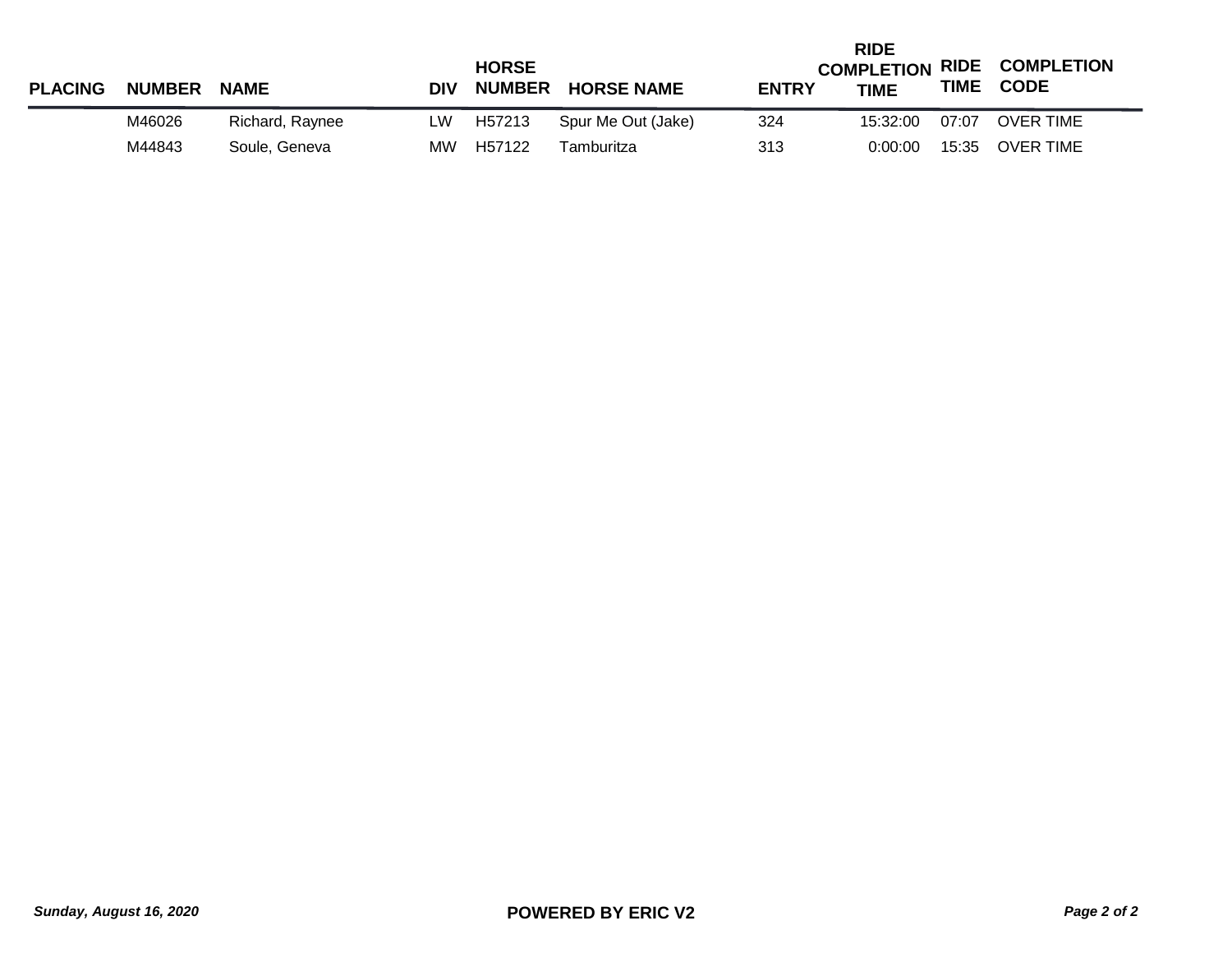| PLACING | NUMBER | NAME | DIV | HORSE NUMBER | HORSE NAME | ENTRY | RIDE COMPLETION TIME | RIDE TIME | COMPLETION CODE |
|---|---|---|---|---|---|---|---|---|---|
| | M46026 | Richard, Raynee | LW | H57213 | Spur Me Out (Jake) | 324 | 15:32:00 | 07:07 | OVER TIME |
| | M44843 | Soule, Geneva | MW | H57122 | Tamburitza | 313 | 0:00:00 | 15:35 | OVER TIME |

*Sunday, August 16, 2020*

**POWERED BY ERIC V2**